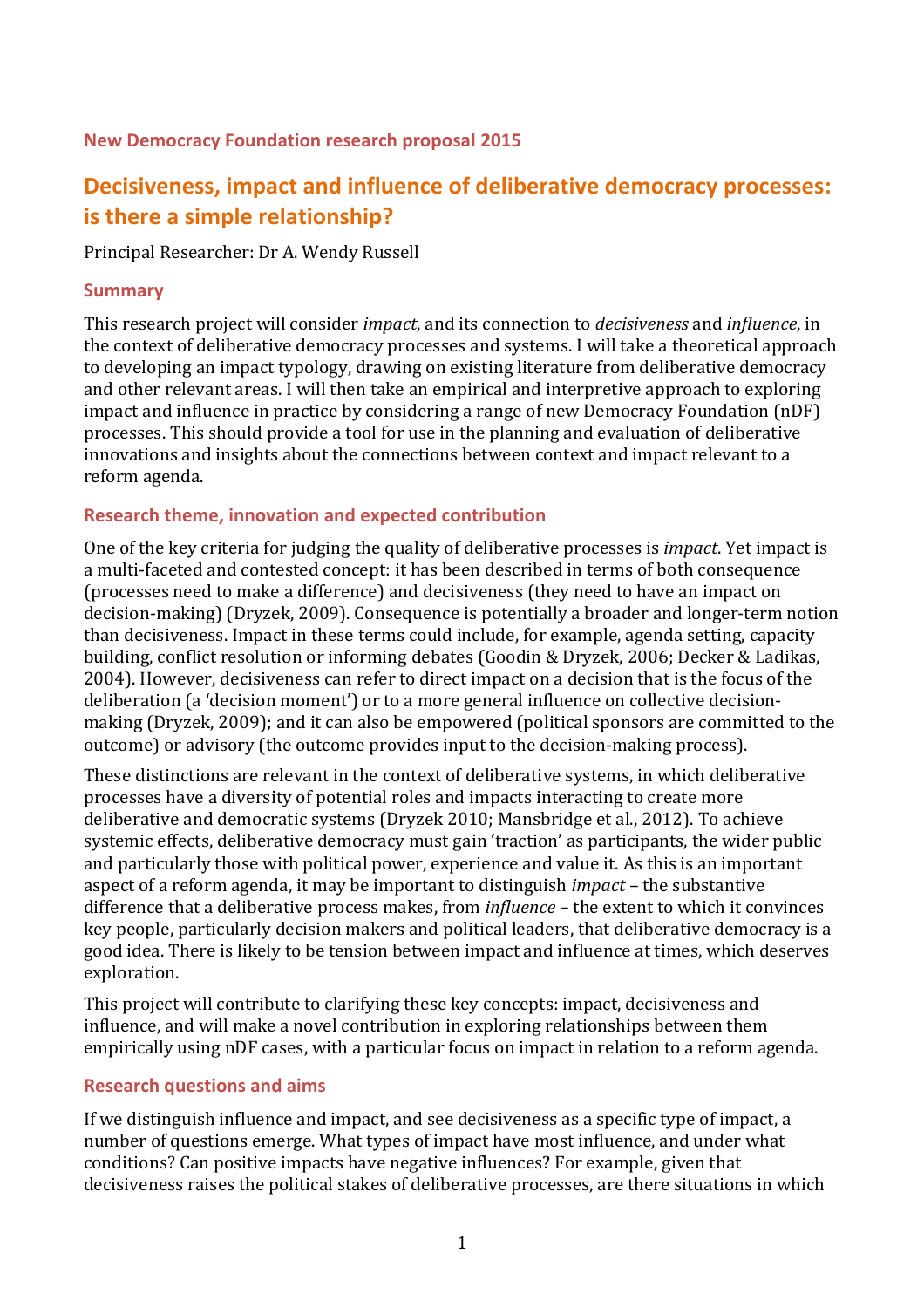**New Democracy Foundation research proposal 2015**

# Decisiveness, impact and influence of deliberative democracy processes: is there a simple relationship?

Principal Researcher: Dr A. Wendy Russell

## Summary

This research project will consider *impact*, and its connection to *decisiveness* and *influence*, in the context of deliberative democracy processes and systems. I will take a theoretical approach to developing an impact typology, drawing on existing literature from deliberative democracy and other relevant areas. I will then take an empirical and interpretive approach to exploring impact and influence in practice by considering a range of new Democracy Foundation (nDF) processes. This should provide a tool for use in the planning and evaluation of deliberative innovations and insights about the connections between context and impact relevant to a reform agenda.

## Research theme, innovation and expected contribution

One of the key criteria for judging the quality of deliberative processes is *impact*. Yet impact is a multi-faceted and contested concept: it has been described in terms of both consequence (processes need to make a difference) and decisiveness (they need to have an impact on decision-making) (Dryzek, 2009). Consequence is potentially a broader and longer-term notion than decisiveness. Impact in these terms could include, for example, agenda setting, capacity building, conflict resolution or informing debates (Goodin & Dryzek, 2006; Decker & Ladikas, 2004). However, decisiveness can refer to direct impact on a decision that is the focus of the deliberation (a 'decision moment') or to a more general influence on collective decision-making (Dryzek, 2009); and it can also be empowered (political sponsors are committed to the outcome) or advisory (the outcome provides input to the decision-making process).

These distinctions are relevant in the context of deliberative systems, in which deliberative processes have a diversity of potential roles and impacts interacting to create more deliberative and democratic systems (Dryzek 2010; Mansbridge et al., 2012). To achieve systemic effects, deliberative democracy must gain 'traction' as participants, the wider public and particularly those with political power, experience and value it. As this is an important aspect of a reform agenda, it may be important to distinguish *impact* – the substantive difference that a deliberative process makes, from *influence* – the extent to which it convinces key people, particularly decision makers and political leaders, that deliberative democracy is a good idea. There is likely to be tension between impact and influence at times, which deserves exploration.

This project will contribute to clarifying these key concepts: impact, decisiveness and influence, and will make a novel contribution in exploring relationships between them empirically using nDF cases, with a particular focus on impact in relation to a reform agenda.

## Research questions and aims

If we distinguish influence and impact, and see decisiveness as a specific type of impact, a number of questions emerge. What types of impact have most influence, and under what conditions? Can positive impacts have negative influences? For example, given that decisiveness raises the political stakes of deliberative processes, are there situations in which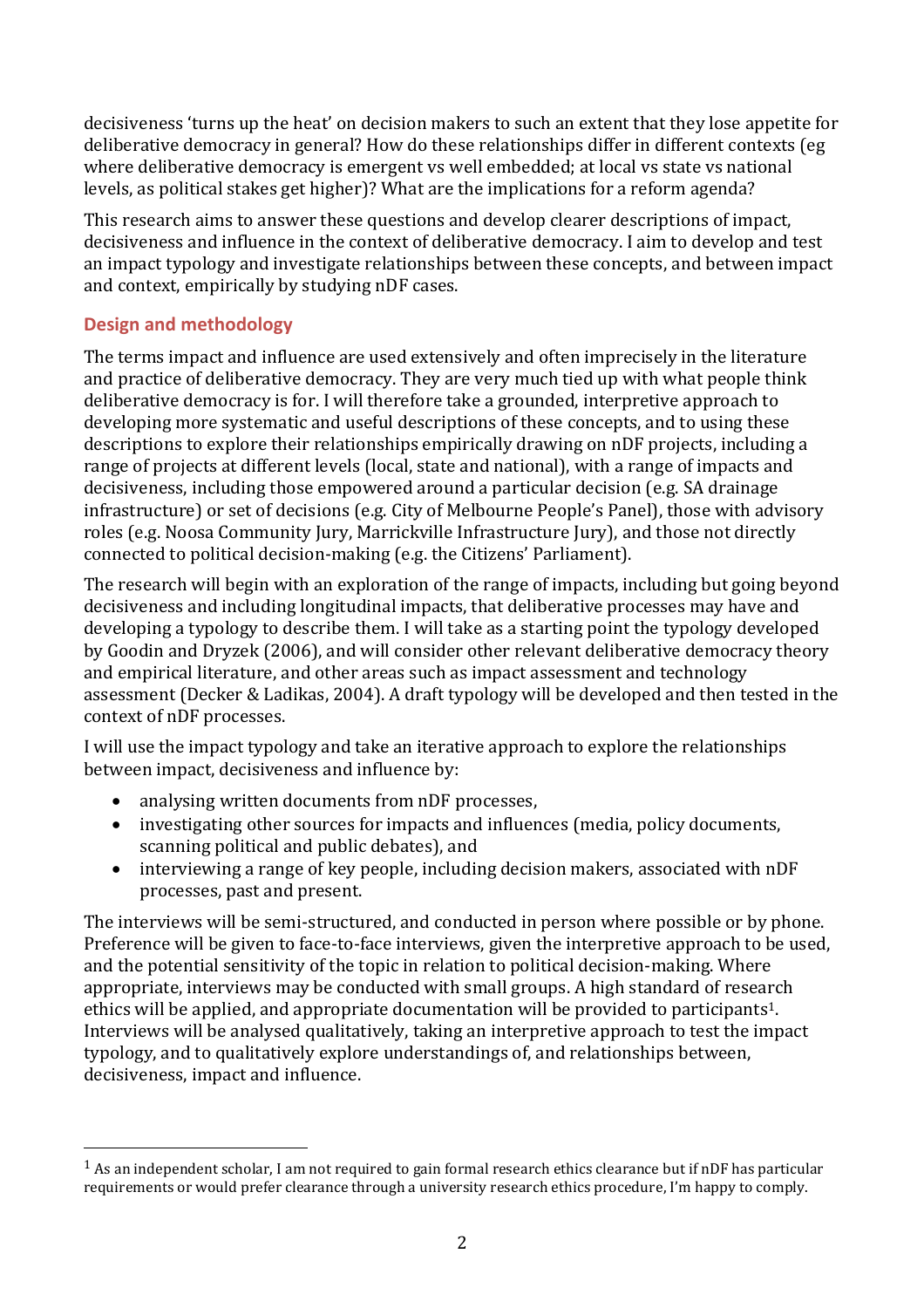decisiveness 'turns up the heat' on decision makers to such an extent that they lose appetite for deliberative democracy in general? How do these relationships differ in different contexts (eg where deliberative democracy is emergent vs well embedded; at local vs state vs national levels, as political stakes get higher)? What are the implications for a reform agenda?

This research aims to answer these questions and develop clearer descriptions of impact, decisiveness and influence in the context of deliberative democracy. I aim to develop and test an impact typology and investigate relationships between these concepts, and between impact and context, empirically by studying nDF cases.

## Design and methodology

The terms impact and influence are used extensively and often imprecisely in the literature and practice of deliberative democracy. They are very much tied up with what people think deliberative democracy is for. I will therefore take a grounded, interpretive approach to developing more systematic and useful descriptions of these concepts, and to using these descriptions to explore their relationships empirically drawing on nDF projects, including a range of projects at different levels (local, state and national), with a range of impacts and decisiveness, including those empowered around a particular decision (e.g. SA drainage infrastructure) or set of decisions (e.g. City of Melbourne People's Panel), those with advisory roles (e.g. Noosa Community Jury, Marrickville Infrastructure Jury), and those not directly connected to political decision-making (e.g. the Citizens' Parliament).

The research will begin with an exploration of the range of impacts, including but going beyond decisiveness and including longitudinal impacts, that deliberative processes may have and developing a typology to describe them. I will take as a starting point the typology developed by Goodin and Dryzek (2006), and will consider other relevant deliberative democracy theory and empirical literature, and other areas such as impact assessment and technology assessment (Decker & Ladikas, 2004). A draft typology will be developed and then tested in the context of nDF processes.

I will use the impact typology and take an iterative approach to explore the relationships between impact, decisiveness and influence by:

- analysing written documents from nDF processes,
- investigating other sources for impacts and influences (media, policy documents, scanning political and public debates), and
- interviewing a range of key people, including decision makers, associated with nDF processes, past and present.

The interviews will be semi-structured, and conducted in person where possible or by phone. Preference will be given to face-to-face interviews, given the interpretive approach to be used, and the potential sensitivity of the topic in relation to political decision-making. Where appropriate, interviews may be conducted with small groups. A high standard of research ethics will be applied, and appropriate documentation will be provided to participants[1]. Interviews will be analysed qualitatively, taking an interpretive approach to test the impact typology, and to qualitatively explore understandings of, and relationships between, decisiveness, impact and influence.

---

[1] As an independent scholar, I am not required to gain formal research ethics clearance but if nDF has particular requirements or would prefer clearance through a university research ethics procedure, I'm happy to comply.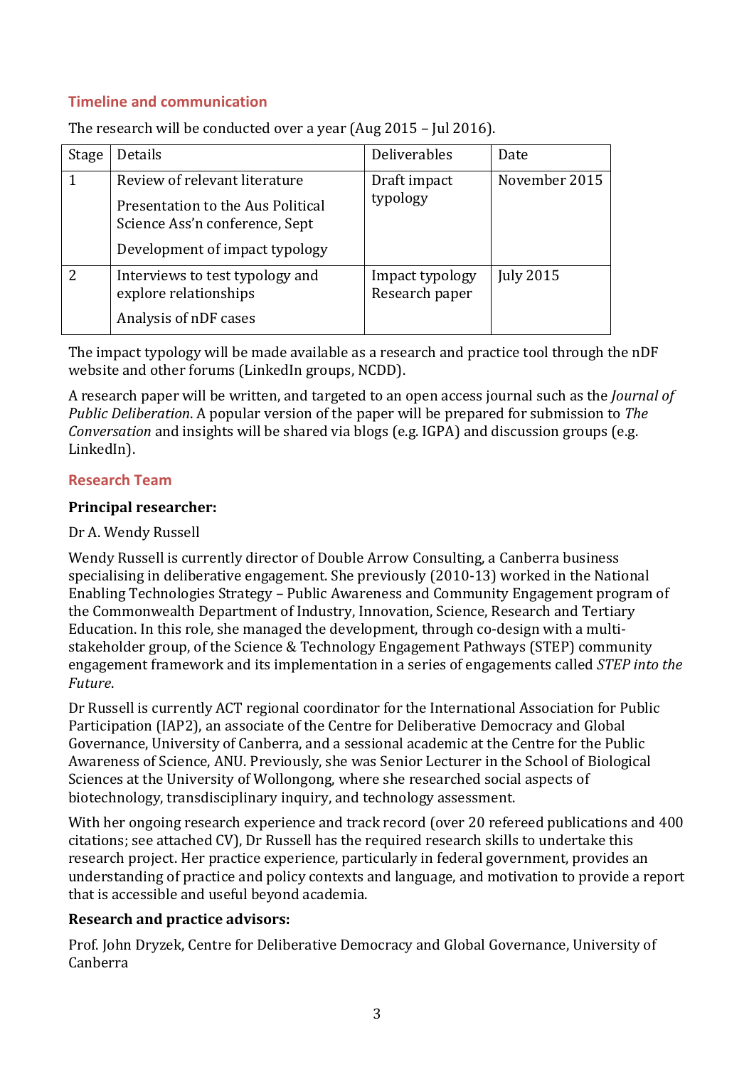## Timeline and communication

The research will be conducted over a year (Aug 2015 – Jul 2016).

| Stage | Details | Deliverables | Date |
|---|---|---|---|
| 1 | Review of relevant literature<br>Presentation to the Aus Political Science Ass'n conference, Sept<br>Development of impact typology | Draft impact typology | November 2015 |
| 2 | Interviews to test typology and explore relationships<br>Analysis of nDF cases | Impact typology<br>Research paper | July 2015 |

The impact typology will be made available as a research and practice tool through the nDF website and other forums (LinkedIn groups, NCDD).

A research paper will be written, and targeted to an open access journal such as the *Journal of Public Deliberation*. A popular version of the paper will be prepared for submission to *The Conversation* and insights will be shared via blogs (e.g. IGPA) and discussion groups (e.g. LinkedIn).

## Research Team

**Principal researcher:**

Dr A. Wendy Russell

Wendy Russell is currently director of Double Arrow Consulting, a Canberra business specialising in deliberative engagement. She previously (2010-13) worked in the National Enabling Technologies Strategy – Public Awareness and Community Engagement program of the Commonwealth Department of Industry, Innovation, Science, Research and Tertiary Education. In this role, she managed the development, through co-design with a multi-stakeholder group, of the Science & Technology Engagement Pathways (STEP) community engagement framework and its implementation in a series of engagements called *STEP into the Future*.

Dr Russell is currently ACT regional coordinator for the International Association for Public Participation (IAP2), an associate of the Centre for Deliberative Democracy and Global Governance, University of Canberra, and a sessional academic at the Centre for the Public Awareness of Science, ANU. Previously, she was Senior Lecturer in the School of Biological Sciences at the University of Wollongong, where she researched social aspects of biotechnology, transdisciplinary inquiry, and technology assessment.

With her ongoing research experience and track record (over 20 refereed publications and 400 citations; see attached CV), Dr Russell has the required research skills to undertake this research project. Her practice experience, particularly in federal government, provides an understanding of practice and policy contexts and language, and motivation to provide a report that is accessible and useful beyond academia.

**Research and practice advisors:**

Prof. John Dryzek, Centre for Deliberative Democracy and Global Governance, University of Canberra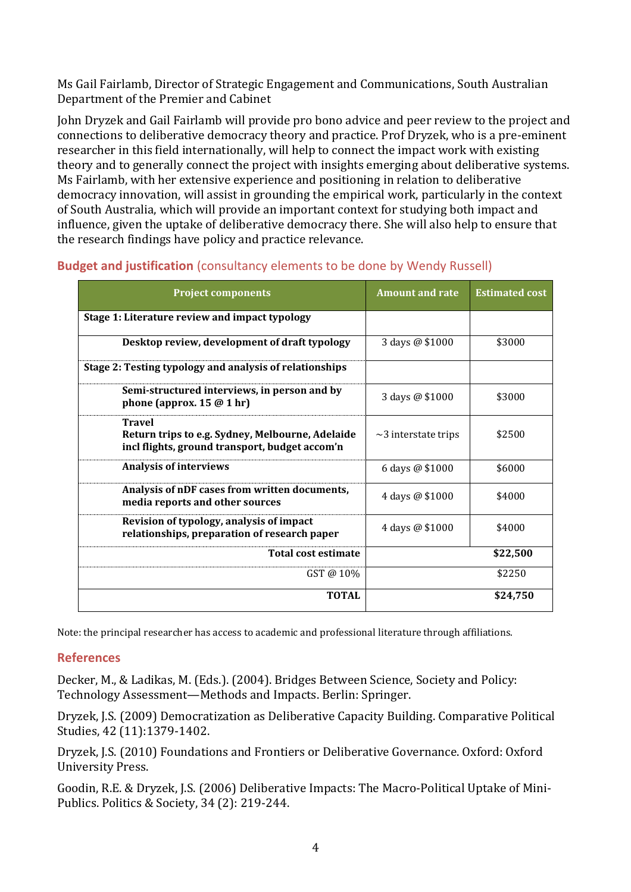Ms Gail Fairlamb, Director of Strategic Engagement and Communications, South Australian Department of the Premier and Cabinet

John Dryzek and Gail Fairlamb will provide pro bono advice and peer review to the project and connections to deliberative democracy theory and practice. Prof Dryzek, who is a pre-eminent researcher in this field internationally, will help to connect the impact work with existing theory and to generally connect the project with insights emerging about deliberative systems. Ms Fairlamb, with her extensive experience and positioning in relation to deliberative democracy innovation, will assist in grounding the empirical work, particularly in the context of South Australia, which will provide an important context for studying both impact and influence, given the uptake of deliberative democracy there. She will also help to ensure that the research findings have policy and practice relevance.

## Budget and justification (consultancy elements to be done by Wendy Russell)

| Project components | Amount and rate | Estimated cost |
|---|---|---|
| **Stage 1: Literature review and impact typology** | | |
| **Desktop review, development of draft typology** | 3 days @ $1000 | $3000 |
| **Stage 2: Testing typology and analysis of relationships** | | |
| **Semi-structured interviews, in person and by phone (approx. 15 @ 1 hr)** | 3 days @ $1000 | $3000 |
| **Travel**<br>**Return trips to e.g. Sydney, Melbourne, Adelaide incl flights, ground transport, budget accom'n** | ~3 interstate trips | $2500 |
| **Analysis of interviews** | 6 days @ $1000 | $6000 |
| **Analysis of nDF cases from written documents, media reports and other sources** | 4 days @ $1000 | $4000 |
| **Revision of typology, analysis of impact relationships, preparation of research paper** | 4 days @ $1000 | $4000 |
| **Total cost estimate** | | **$22,500** |
| GST @ 10% | | $2250 |
| **TOTAL** | | **$24,750** |

Note: the principal researcher has access to academic and professional literature through affiliations.

## References

Decker, M., & Ladikas, M. (Eds.). (2004). Bridges Between Science, Society and Policy: Technology Assessment—Methods and Impacts. Berlin: Springer.

Dryzek, J.S. (2009) Democratization as Deliberative Capacity Building. Comparative Political Studies, 42 (11):1379-1402.

Dryzek, J.S. (2010) Foundations and Frontiers or Deliberative Governance. Oxford: Oxford University Press.

Goodin, R.E. & Dryzek, J.S. (2006) Deliberative Impacts: The Macro-Political Uptake of Mini-Publics. Politics & Society, 34 (2): 219-244.